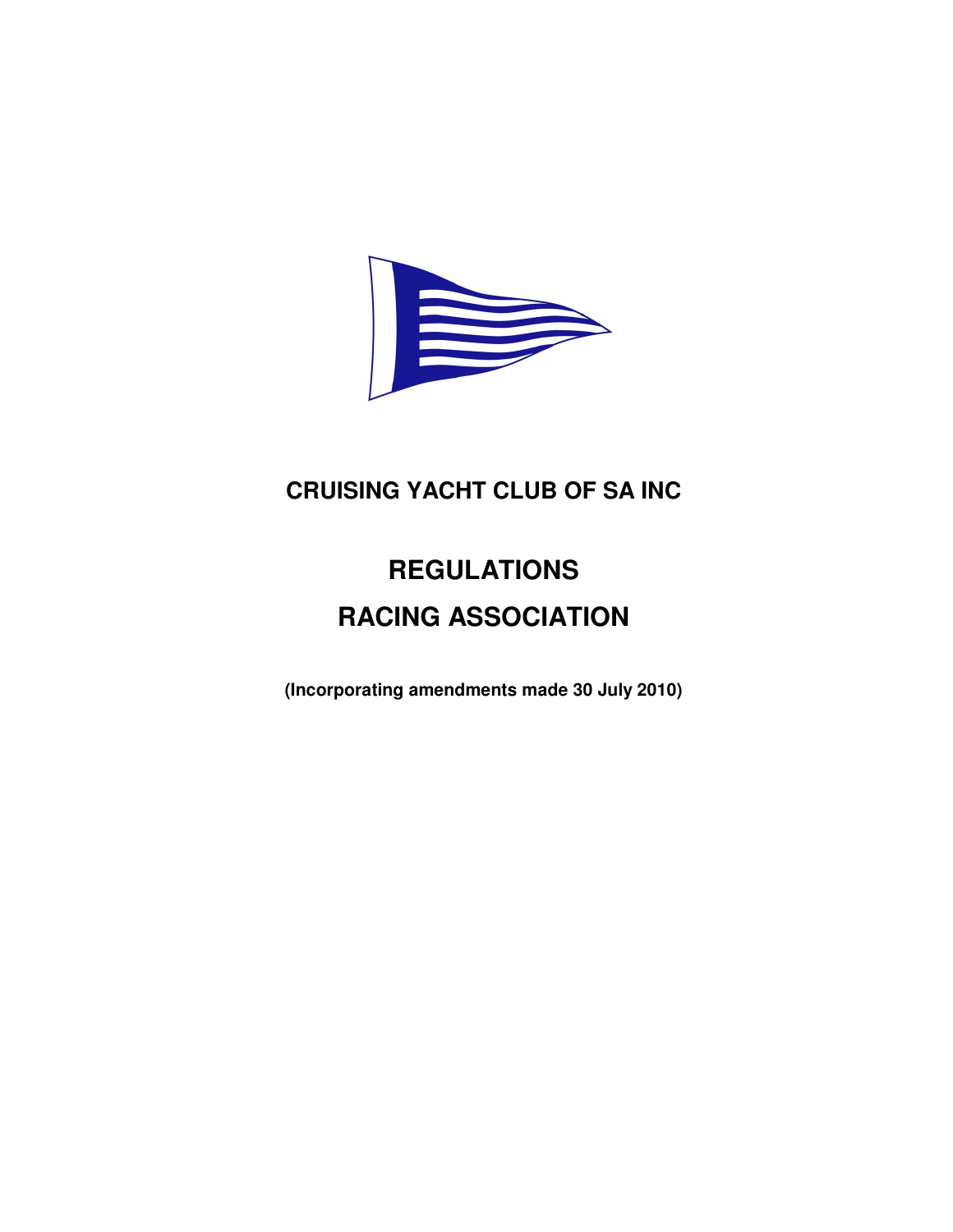# CRUISING YACHT CLUB OF SA INC

# REGULATIONS

# RACING ASSOCIATION

**(Incorporating amendments made 30 July 2010)**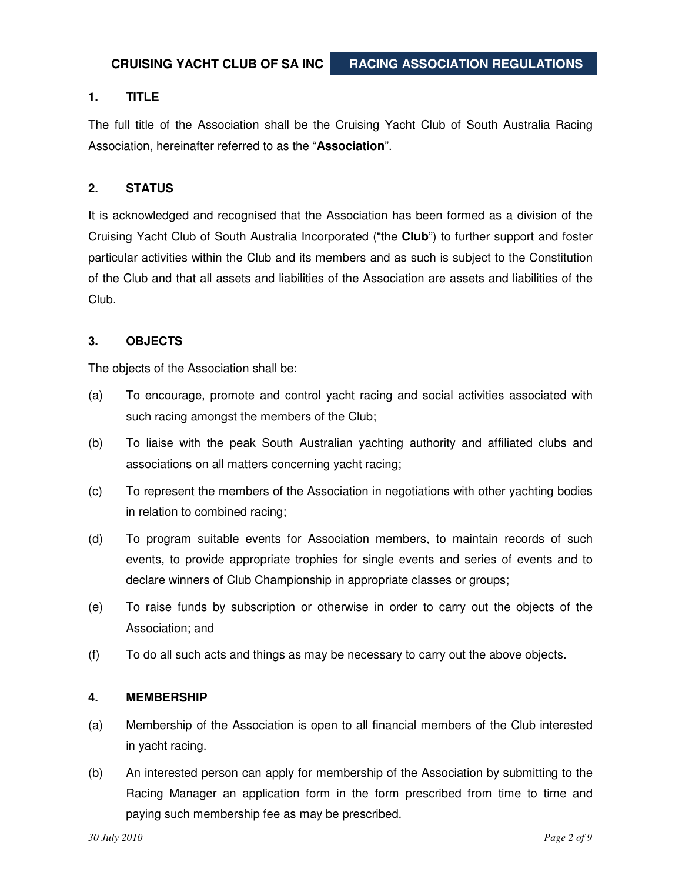## 1. TITLE

The full title of the Association shall be the Cruising Yacht Club of South Australia Racing Association, hereinafter referred to as the "**Association**".

## 2. STATUS

It is acknowledged and recognised that the Association has been formed as a division of the Cruising Yacht Club of South Australia Incorporated ("the **Club**") to further support and foster particular activities within the Club and its members and as such is subject to the Constitution of the Club and that all assets and liabilities of the Association are assets and liabilities of the Club.

## 3. OBJECTS

The objects of the Association shall be:

(a) To encourage, promote and control yacht racing and social activities associated with such racing amongst the members of the Club;

(b) To liaise with the peak South Australian yachting authority and affiliated clubs and associations on all matters concerning yacht racing;

(c) To represent the members of the Association in negotiations with other yachting bodies in relation to combined racing;

(d) To program suitable events for Association members, to maintain records of such events, to provide appropriate trophies for single events and series of events and to declare winners of Club Championship in appropriate classes or groups;

(e) To raise funds by subscription or otherwise in order to carry out the objects of the Association; and

(f) To do all such acts and things as may be necessary to carry out the above objects.

## 4. MEMBERSHIP

(a) Membership of the Association is open to all financial members of the Club interested in yacht racing.

(b) An interested person can apply for membership of the Association by submitting to the Racing Manager an application form in the form prescribed from time to time and paying such membership fee as may be prescribed.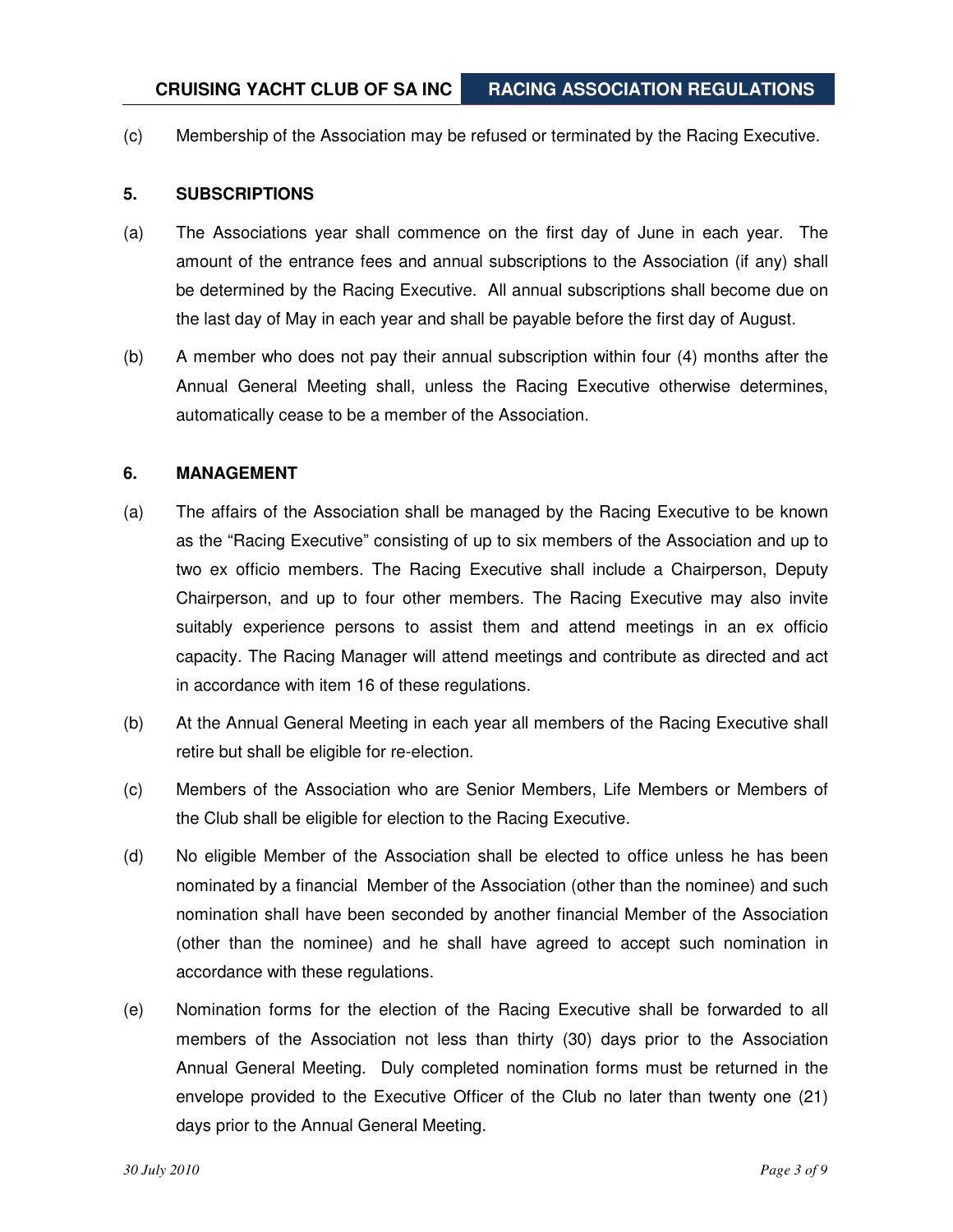(c) Membership of the Association may be refused or terminated by the Racing Executive.

### 5. SUBSCRIPTIONS

(a) The Associations year shall commence on the first day of June in each year. The amount of the entrance fees and annual subscriptions to the Association (if any) shall be determined by the Racing Executive. All annual subscriptions shall become due on the last day of May in each year and shall be payable before the first day of August.

(b) A member who does not pay their annual subscription within four (4) months after the Annual General Meeting shall, unless the Racing Executive otherwise determines, automatically cease to be a member of the Association.

### 6. MANAGEMENT

(a) The affairs of the Association shall be managed by the Racing Executive to be known as the "Racing Executive" consisting of up to six members of the Association and up to two ex officio members. The Racing Executive shall include a Chairperson, Deputy Chairperson, and up to four other members. The Racing Executive may also invite suitably experience persons to assist them and attend meetings in an ex officio capacity. The Racing Manager will attend meetings and contribute as directed and act in accordance with item 16 of these regulations.

(b) At the Annual General Meeting in each year all members of the Racing Executive shall retire but shall be eligible for re-election.

(c) Members of the Association who are Senior Members, Life Members or Members of the Club shall be eligible for election to the Racing Executive.

(d) No eligible Member of the Association shall be elected to office unless he has been nominated by a financial Member of the Association (other than the nominee) and such nomination shall have been seconded by another financial Member of the Association (other than the nominee) and he shall have agreed to accept such nomination in accordance with these regulations.

(e) Nomination forms for the election of the Racing Executive shall be forwarded to all members of the Association not less than thirty (30) days prior to the Association Annual General Meeting. Duly completed nomination forms must be returned in the envelope provided to the Executive Officer of the Club no later than twenty one (21) days prior to the Annual General Meeting.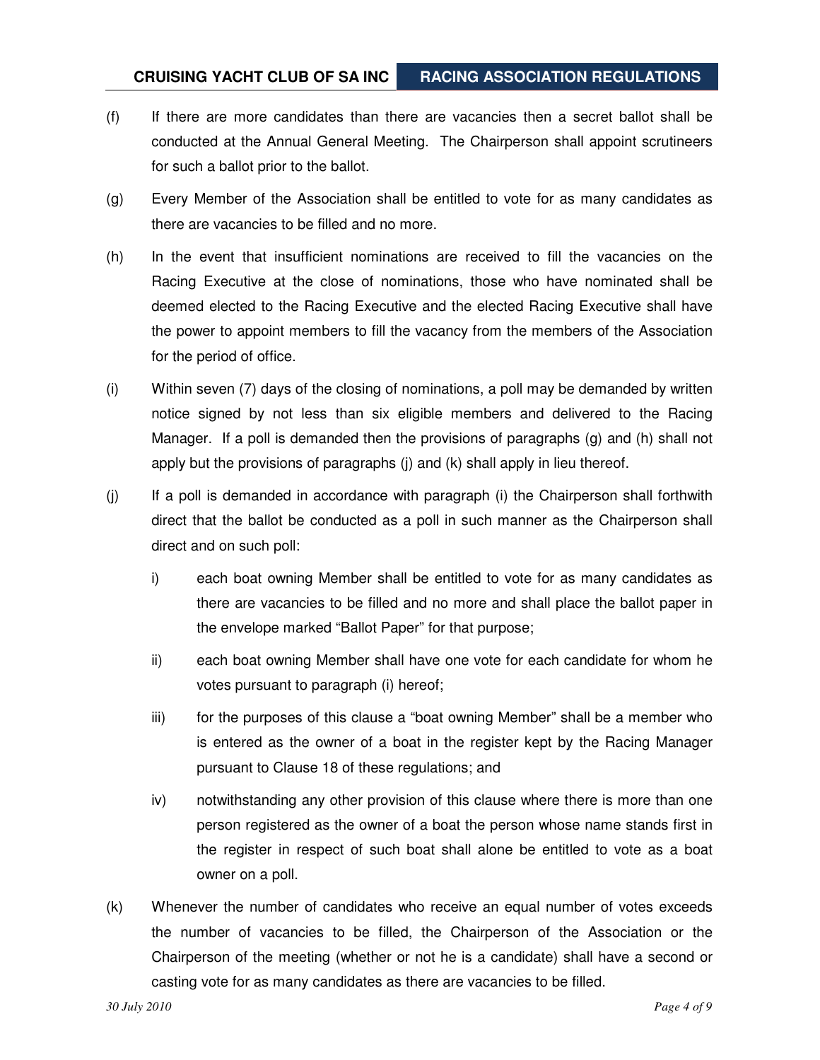(f) If there are more candidates than there are vacancies then a secret ballot shall be conducted at the Annual General Meeting. The Chairperson shall appoint scrutineers for such a ballot prior to the ballot.

(g) Every Member of the Association shall be entitled to vote for as many candidates as there are vacancies to be filled and no more.

(h) In the event that insufficient nominations are received to fill the vacancies on the Racing Executive at the close of nominations, those who have nominated shall be deemed elected to the Racing Executive and the elected Racing Executive shall have the power to appoint members to fill the vacancy from the members of the Association for the period of office.

(i) Within seven (7) days of the closing of nominations, a poll may be demanded by written notice signed by not less than six eligible members and delivered to the Racing Manager. If a poll is demanded then the provisions of paragraphs (g) and (h) shall not apply but the provisions of paragraphs (j) and (k) shall apply in lieu thereof.

(j) If a poll is demanded in accordance with paragraph (i) the Chairperson shall forthwith direct that the ballot be conducted as a poll in such manner as the Chairperson shall direct and on such poll:

   i) each boat owning Member shall be entitled to vote for as many candidates as there are vacancies to be filled and no more and shall place the ballot paper in the envelope marked "Ballot Paper" for that purpose;

   ii) each boat owning Member shall have one vote for each candidate for whom he votes pursuant to paragraph (i) hereof;

   iii) for the purposes of this clause a "boat owning Member" shall be a member who is entered as the owner of a boat in the register kept by the Racing Manager pursuant to Clause 18 of these regulations; and

   iv) notwithstanding any other provision of this clause where there is more than one person registered as the owner of a boat the person whose name stands first in the register in respect of such boat shall alone be entitled to vote as a boat owner on a poll.

(k) Whenever the number of candidates who receive an equal number of votes exceeds the number of vacancies to be filled, the Chairperson of the Association or the Chairperson of the meeting (whether or not he is a candidate) shall have a second or casting vote for as many candidates as there are vacancies to be filled.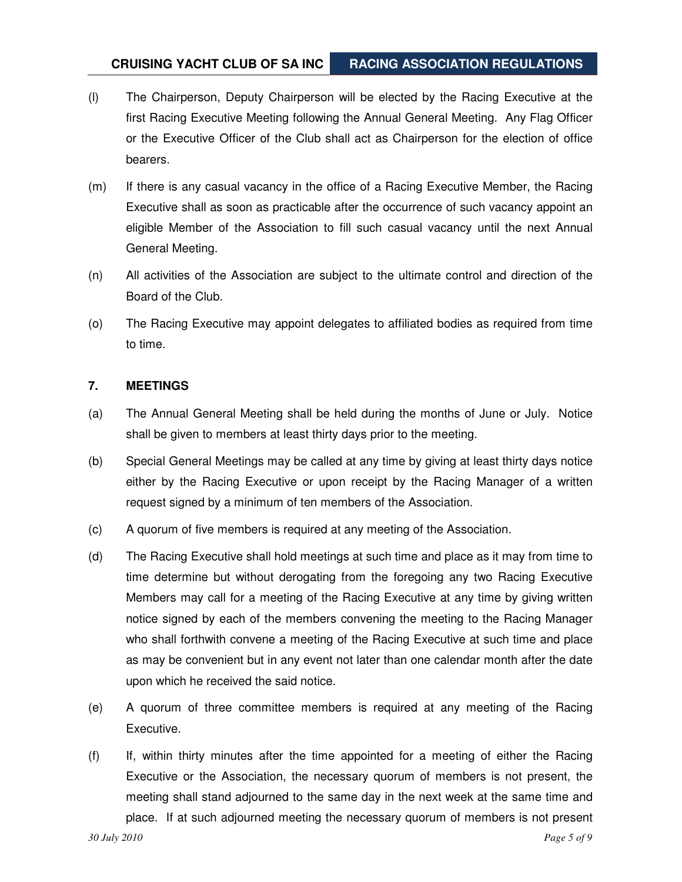(l) The Chairperson, Deputy Chairperson will be elected by the Racing Executive at the first Racing Executive Meeting following the Annual General Meeting. Any Flag Officer or the Executive Officer of the Club shall act as Chairperson for the election of office bearers.

(m) If there is any casual vacancy in the office of a Racing Executive Member, the Racing Executive shall as soon as practicable after the occurrence of such vacancy appoint an eligible Member of the Association to fill such casual vacancy until the next Annual General Meeting.

(n) All activities of the Association are subject to the ultimate control and direction of the Board of the Club.

(o) The Racing Executive may appoint delegates to affiliated bodies as required from time to time.

## 7. MEETINGS

(a) The Annual General Meeting shall be held during the months of June or July. Notice shall be given to members at least thirty days prior to the meeting.

(b) Special General Meetings may be called at any time by giving at least thirty days notice either by the Racing Executive or upon receipt by the Racing Manager of a written request signed by a minimum of ten members of the Association.

(c) A quorum of five members is required at any meeting of the Association.

(d) The Racing Executive shall hold meetings at such time and place as it may from time to time determine but without derogating from the foregoing any two Racing Executive Members may call for a meeting of the Racing Executive at any time by giving written notice signed by each of the members convening the meeting to the Racing Manager who shall forthwith convene a meeting of the Racing Executive at such time and place as may be convenient but in any event not later than one calendar month after the date upon which he received the said notice.

(e) A quorum of three committee members is required at any meeting of the Racing Executive.

(f) If, within thirty minutes after the time appointed for a meeting of either the Racing Executive or the Association, the necessary quorum of members is not present, the meeting shall stand adjourned to the same day in the next week at the same time and place. If at such adjourned meeting the necessary quorum of members is not present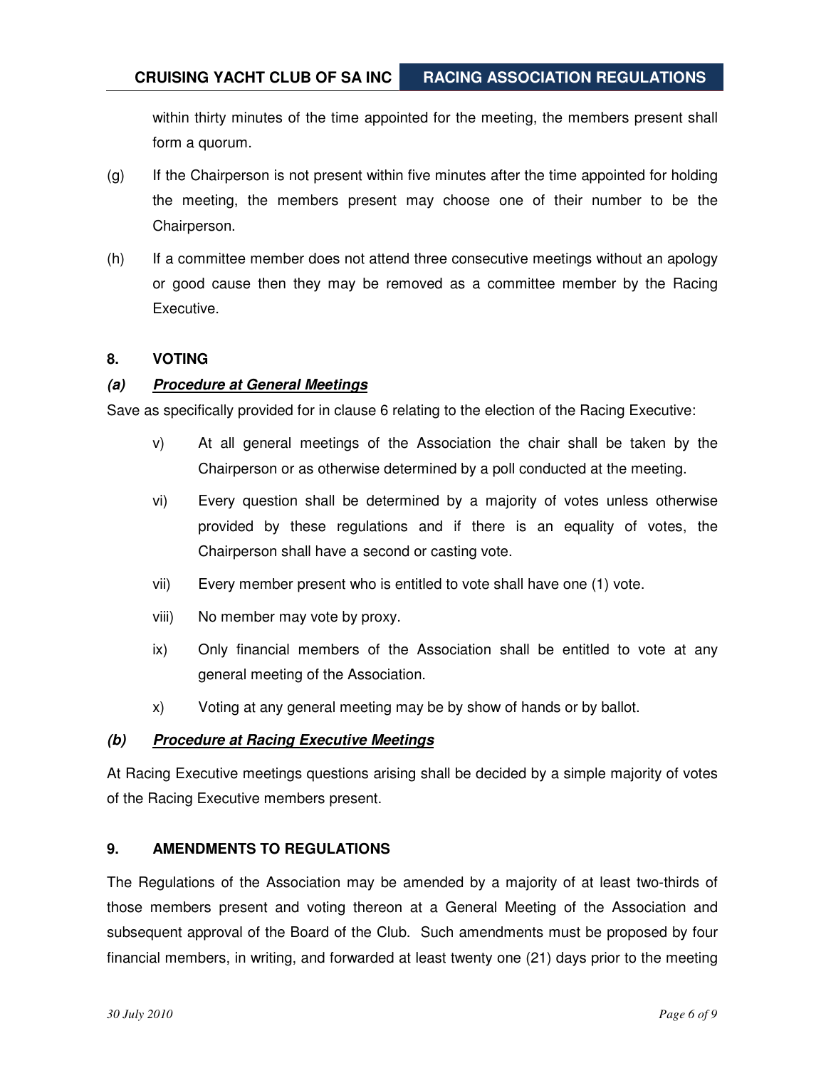within thirty minutes of the time appointed for the meeting, the members present shall form a quorum.

(g) If the Chairperson is not present within five minutes after the time appointed for holding the meeting, the members present may choose one of their number to be the Chairperson.

(h) If a committee member does not attend three consecutive meetings without an apology or good cause then they may be removed as a committee member by the Racing Executive.

## 8. VOTING

### *(a) **Procedure at General Meetings***

Save as specifically provided for in clause 6 relating to the election of the Racing Executive:

v) At all general meetings of the Association the chair shall be taken by the Chairperson or as otherwise determined by a poll conducted at the meeting.

vi) Every question shall be determined by a majority of votes unless otherwise provided by these regulations and if there is an equality of votes, the Chairperson shall have a second or casting vote.

vii) Every member present who is entitled to vote shall have one (1) vote.

viii) No member may vote by proxy.

ix) Only financial members of the Association shall be entitled to vote at any general meeting of the Association.

x) Voting at any general meeting may be by show of hands or by ballot.

### *(b) **Procedure at Racing Executive Meetings***

At Racing Executive meetings questions arising shall be decided by a simple majority of votes of the Racing Executive members present.

## 9. AMENDMENTS TO REGULATIONS

The Regulations of the Association may be amended by a majority of at least two-thirds of those members present and voting thereon at a General Meeting of the Association and subsequent approval of the Board of the Club. Such amendments must be proposed by four financial members, in writing, and forwarded at least twenty one (21) days prior to the meeting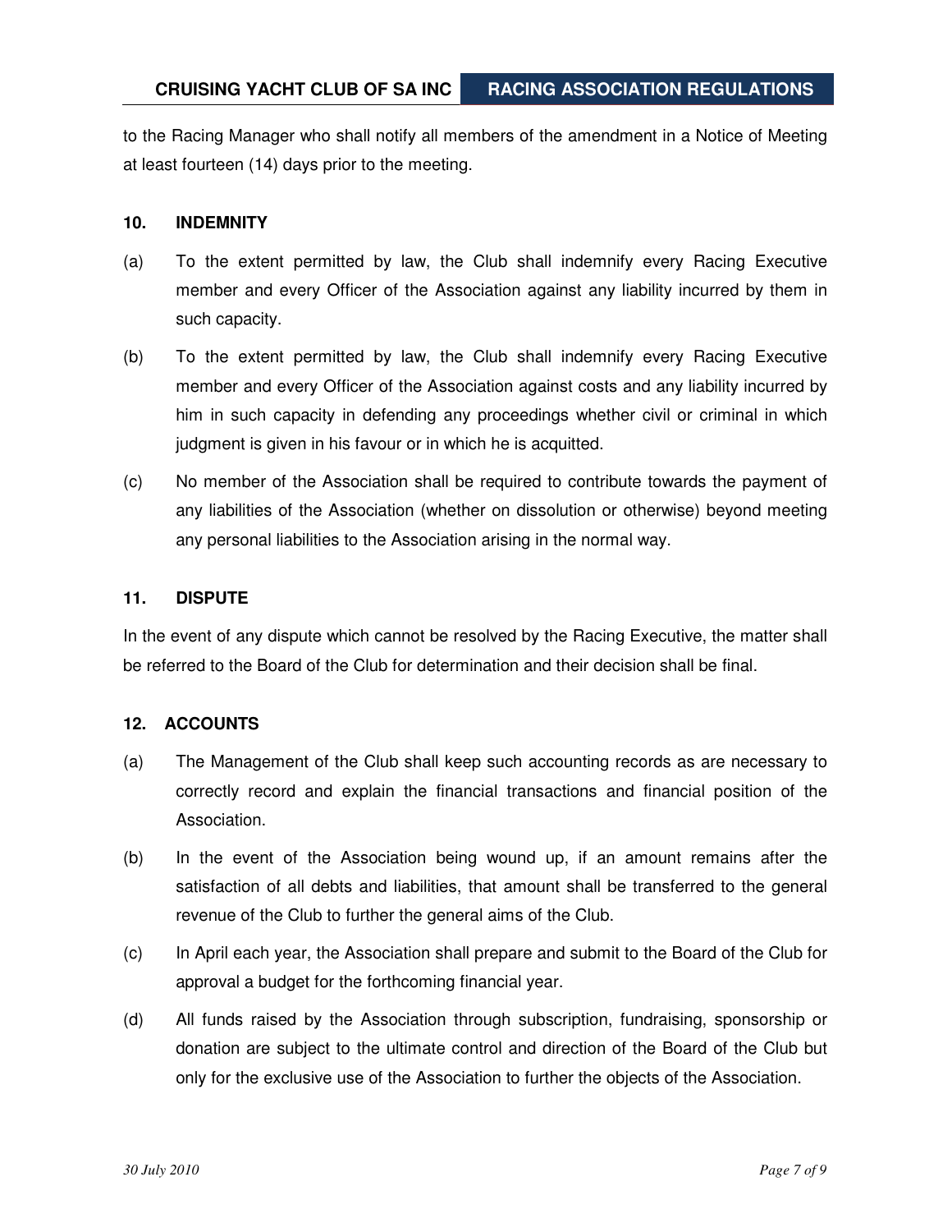to the Racing Manager who shall notify all members of the amendment in a Notice of Meeting at least fourteen (14) days prior to the meeting.

**10. INDEMNITY**

(a) To the extent permitted by law, the Club shall indemnify every Racing Executive member and every Officer of the Association against any liability incurred by them in such capacity.

(b) To the extent permitted by law, the Club shall indemnify every Racing Executive member and every Officer of the Association against costs and any liability incurred by him in such capacity in defending any proceedings whether civil or criminal in which judgment is given in his favour or in which he is acquitted.

(c) No member of the Association shall be required to contribute towards the payment of any liabilities of the Association (whether on dissolution or otherwise) beyond meeting any personal liabilities to the Association arising in the normal way.

**11. DISPUTE**

In the event of any dispute which cannot be resolved by the Racing Executive, the matter shall be referred to the Board of the Club for determination and their decision shall be final.

**12. ACCOUNTS**

(a) The Management of the Club shall keep such accounting records as are necessary to correctly record and explain the financial transactions and financial position of the Association.

(b) In the event of the Association being wound up, if an amount remains after the satisfaction of all debts and liabilities, that amount shall be transferred to the general revenue of the Club to further the general aims of the Club.

(c) In April each year, the Association shall prepare and submit to the Board of the Club for approval a budget for the forthcoming financial year.

(d) All funds raised by the Association through subscription, fundraising, sponsorship or donation are subject to the ultimate control and direction of the Board of the Club but only for the exclusive use of the Association to further the objects of the Association.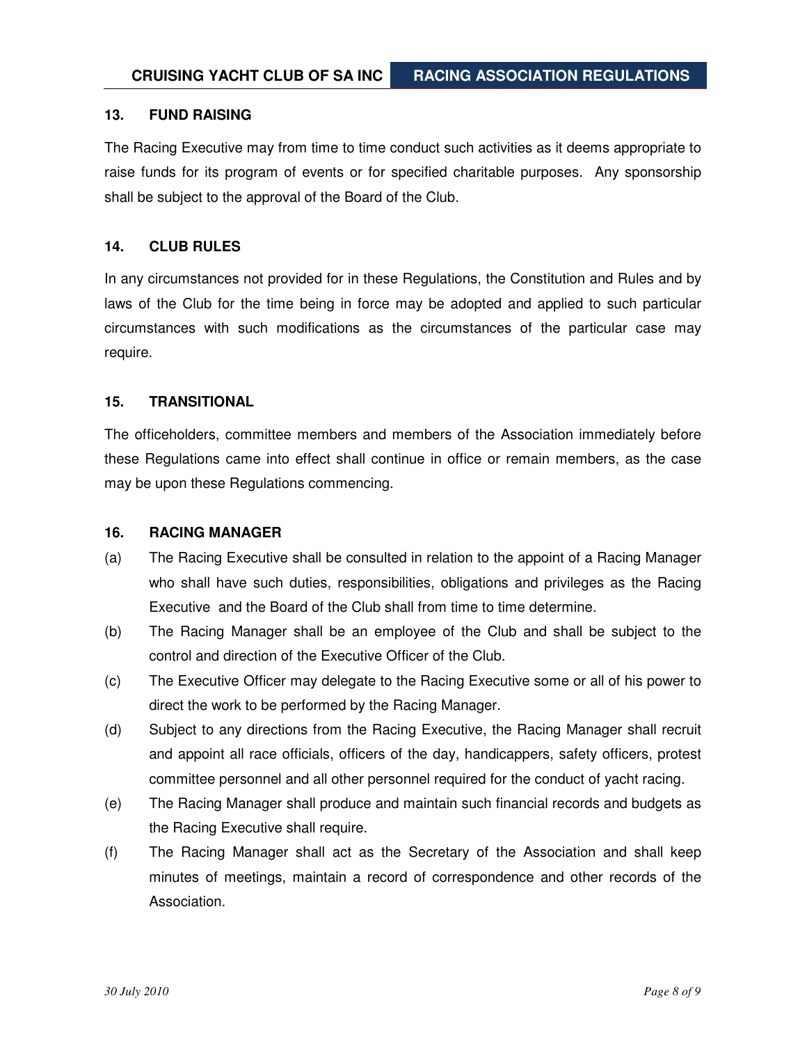## 13. FUND RAISING

The Racing Executive may from time to time conduct such activities as it deems appropriate to raise funds for its program of events or for specified charitable purposes. Any sponsorship shall be subject to the approval of the Board of the Club.

## 14. CLUB RULES

In any circumstances not provided for in these Regulations, the Constitution and Rules and by laws of the Club for the time being in force may be adopted and applied to such particular circumstances with such modifications as the circumstances of the particular case may require.

## 15. TRANSITIONAL

The officeholders, committee members and members of the Association immediately before these Regulations came into effect shall continue in office or remain members, as the case may be upon these Regulations commencing.

## 16. RACING MANAGER

(a) The Racing Executive shall be consulted in relation to the appoint of a Racing Manager who shall have such duties, responsibilities, obligations and privileges as the Racing Executive and the Board of the Club shall from time to time determine.

(b) The Racing Manager shall be an employee of the Club and shall be subject to the control and direction of the Executive Officer of the Club.

(c) The Executive Officer may delegate to the Racing Executive some or all of his power to direct the work to be performed by the Racing Manager.

(d) Subject to any directions from the Racing Executive, the Racing Manager shall recruit and appoint all race officials, officers of the day, handicappers, safety officers, protest committee personnel and all other personnel required for the conduct of yacht racing.

(e) The Racing Manager shall produce and maintain such financial records and budgets as the Racing Executive shall require.

(f) The Racing Manager shall act as the Secretary of the Association and shall keep minutes of meetings, maintain a record of correspondence and other records of the Association.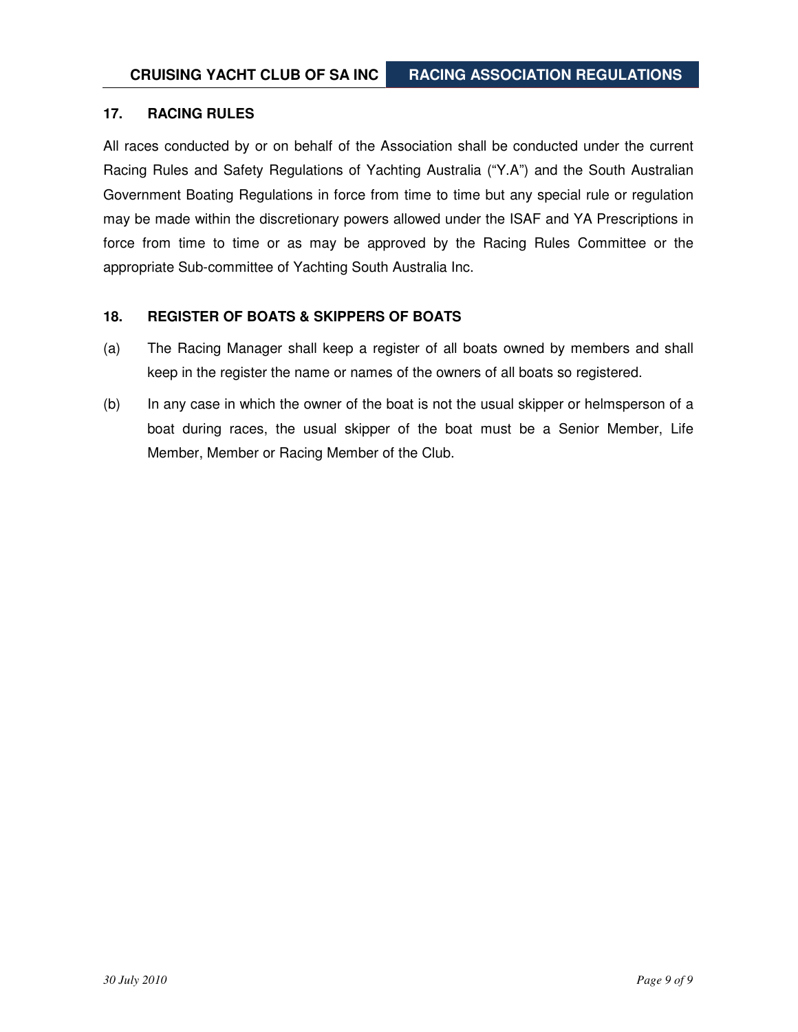## 17. RACING RULES

All races conducted by or on behalf of the Association shall be conducted under the current Racing Rules and Safety Regulations of Yachting Australia ("Y.A") and the South Australian Government Boating Regulations in force from time to time but any special rule or regulation may be made within the discretionary powers allowed under the ISAF and YA Prescriptions in force from time to time or as may be approved by the Racing Rules Committee or the appropriate Sub-committee of Yachting South Australia Inc.

## 18. REGISTER OF BOATS & SKIPPERS OF BOATS

(a) The Racing Manager shall keep a register of all boats owned by members and shall keep in the register the name or names of the owners of all boats so registered.

(b) In any case in which the owner of the boat is not the usual skipper or helmsperson of a boat during races, the usual skipper of the boat must be a Senior Member, Life Member, Member or Racing Member of the Club.